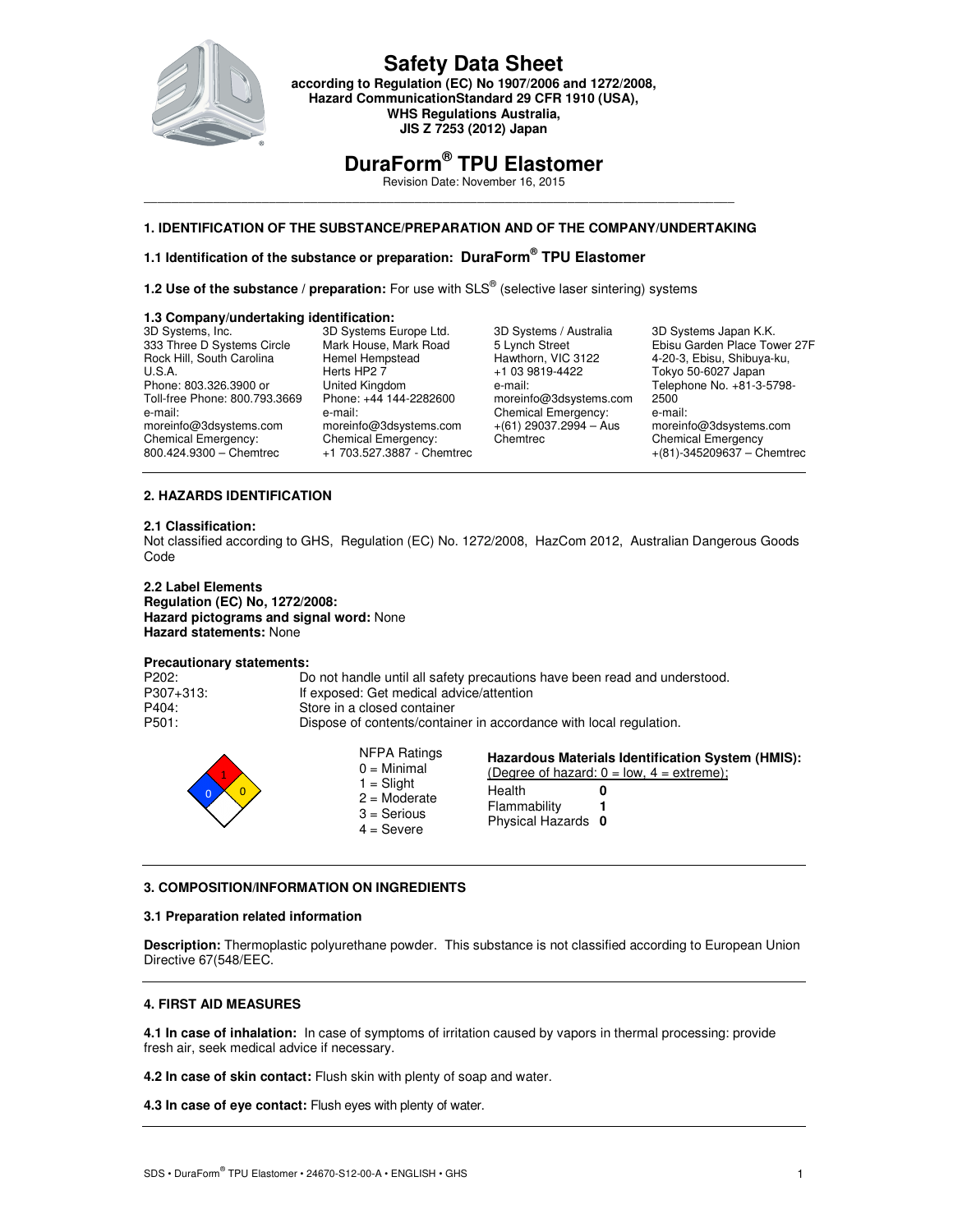# Safety Data Sheet

**according to Regulation (EC) No 1907/2006 and 1272/2008, Hazard CommunicationStandard 29 CFR 1910 (USA), WHS Regulations Australia, JIS Z 7253 (2012) Japan**

# DuraForm® TPU Elastomer

Revision Date: November 16, 2015

## 1. IDENTIFICATION OF THE SUBSTANCE/PREPARATION AND OF THE COMPANY/UNDERTAKING

**1.1 Identification of the substance or preparation: DuraForm® TPU Elastomer**

**1.2 Use of the substance / preparation:** For use with SLS® (selective laser sintering) systems

**1.3 Company/undertaking identification:**

| 3D Systems, Inc. | 3D Systems Europe Ltd. | 3D Systems / Australia | 3D Systems Japan K.K. |
|---|---|---|---|
| 333 Three D Systems Circle | Mark House, Mark Road | 5 Lynch Street | Ebisu Garden Place Tower 27F |
| Rock Hill, South Carolina | Hemel Hempstead | Hawthorn, VIC 3122 | 4-20-3, Ebisu, Shibuya-ku, |
| U.S.A. | Herts HP2 7 | +1 03 9819-4422 | Tokyo 50-6027 Japan |
| Phone: 803.326.3900 or | United Kingdom | e-mail: | Telephone No. +81-3-5798-2500 |
| Toll-free Phone: 800.793.3669 | Phone: +44 144-2282600 | moreinfo@3dsystems.com | e-mail: |
| e-mail: | e-mail: | Chemical Emergency: | moreinfo@3dsystems.com |
| moreinfo@3dsystems.com | moreinfo@3dsystems.com | +(61) 29037.2994 – Aus Chemtrec | Chemical Emergency |
| Chemical Emergency: | Chemical Emergency: | | +(81)-345209637 – Chemtrec |
| 800.424.9300 – Chemtrec | +1 703.527.3887 - Chemtrec | | |

## 2. HAZARDS IDENTIFICATION

**2.1 Classification:**
Not classified according to GHS, Regulation (EC) No. 1272/2008, HazCom 2012, Australian Dangerous Goods Code

**2.2 Label Elements**
**Regulation (EC) No, 1272/2008:**
**Hazard pictograms and signal word:** None
**Hazard statements:** None

**Precautionary statements:**

| | |
|---|---|
| P202: | Do not handle until all safety precautions have been read and understood. |
| P307+313: | If exposed: Get medical advice/attention |
| P404: | Store in a closed container |
| P501: | Dispose of contents/container in accordance with local regulation. |

NFPA diamond: Health 0, Flammability 1, Reactivity 0

NFPA Ratings
0 = Minimal
1 = Slight
2 = Moderate
3 = Serious
4 = Severe

**Hazardous Materials Identification System (HMIS):**
(Degree of hazard: 0 = low, 4 = extreme);

| | |
|---|---|
| Health | **0** |
| Flammability | **1** |
| Physical Hazards | **0** |

## 3. COMPOSITION/INFORMATION ON INGREDIENTS

**3.1 Preparation related information**

**Description:** Thermoplastic polyurethane powder. This substance is not classified according to European Union Directive 67(548/EEC.

## 4. FIRST AID MEASURES

**4.1 In case of inhalation:** In case of symptoms of irritation caused by vapors in thermal processing: provide fresh air, seek medical advice if necessary.

**4.2 In case of skin contact:** Flush skin with plenty of soap and water.

**4.3 In case of eye contact:** Flush eyes with plenty of water.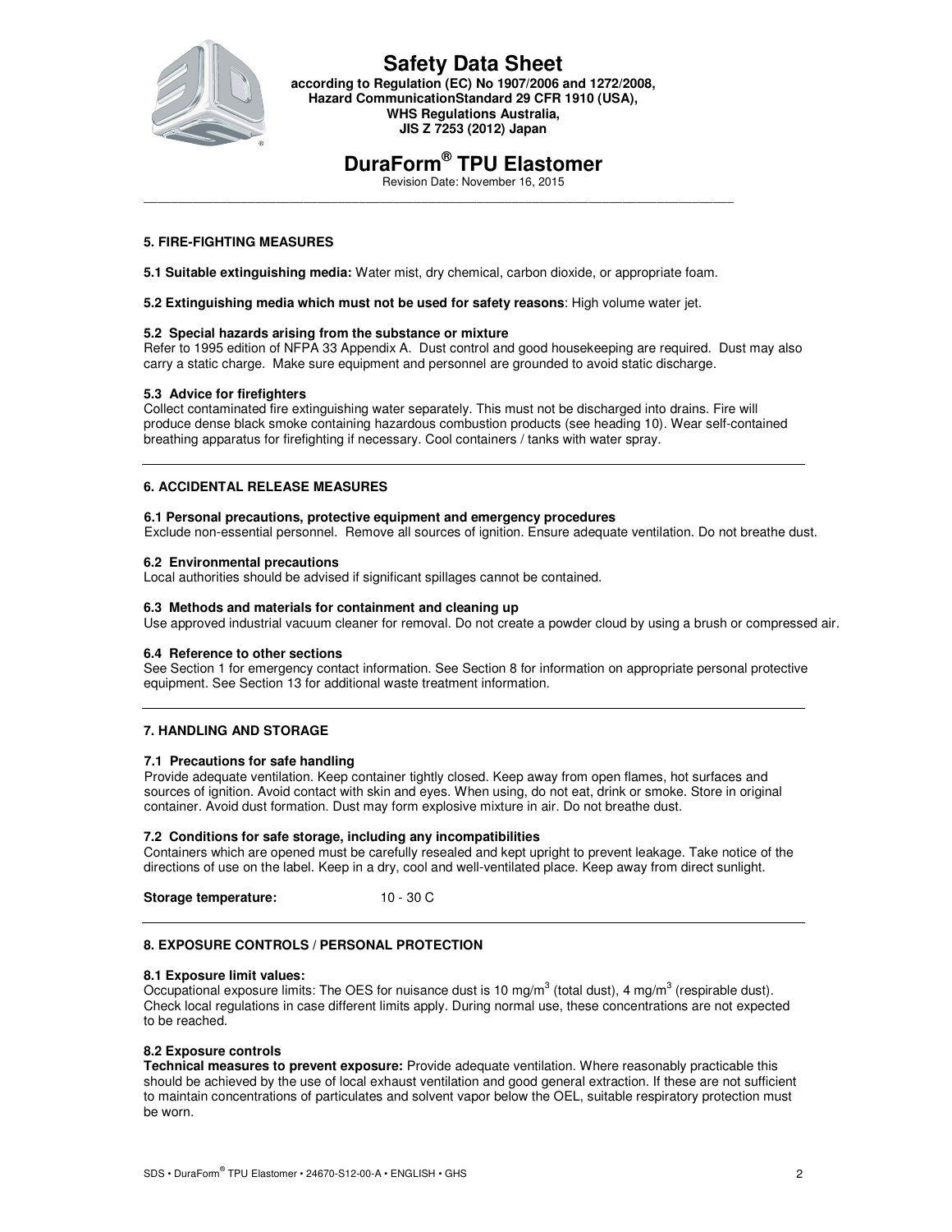# Safety Data Sheet

**according to Regulation (EC) No 1907/2006 and 1272/2008, Hazard CommunicationStandard 29 CFR 1910 (USA), WHS Regulations Australia, JIS Z 7253 (2012) Japan**

# DuraForm® TPU Elastomer

Revision Date: November 16, 2015

## 5. FIRE-FIGHTING MEASURES

**5.1 Suitable extinguishing media:** Water mist, dry chemical, carbon dioxide, or appropriate foam.

**5.2 Extinguishing media which must not be used for safety reasons**: High volume water jet.

### 5.2 Special hazards arising from the substance or mixture

Refer to 1995 edition of NFPA 33 Appendix A. Dust control and good housekeeping are required. Dust may also carry a static charge. Make sure equipment and personnel are grounded to avoid static discharge.

### 5.3 Advice for firefighters

Collect contaminated fire extinguishing water separately. This must not be discharged into drains. Fire will produce dense black smoke containing hazardous combustion products (see heading 10). Wear self-contained breathing apparatus for firefighting if necessary. Cool containers / tanks with water spray.

## 6. ACCIDENTAL RELEASE MEASURES

### 6.1 Personal precautions, protective equipment and emergency procedures

Exclude non-essential personnel. Remove all sources of ignition. Ensure adequate ventilation. Do not breathe dust.

### 6.2 Environmental precautions

Local authorities should be advised if significant spillages cannot be contained.

### 6.3 Methods and materials for containment and cleaning up

Use approved industrial vacuum cleaner for removal. Do not create a powder cloud by using a brush or compressed air.

### 6.4 Reference to other sections

See Section 1 for emergency contact information. See Section 8 for information on appropriate personal protective equipment. See Section 13 for additional waste treatment information.

## 7. HANDLING AND STORAGE

### 7.1 Precautions for safe handling

Provide adequate ventilation. Keep container tightly closed. Keep away from open flames, hot surfaces and sources of ignition. Avoid contact with skin and eyes. When using, do not eat, drink or smoke. Store in original container. Avoid dust formation. Dust may form explosive mixture in air. Do not breathe dust.

### 7.2 Conditions for safe storage, including any incompatibilities

Containers which are opened must be carefully resealed and kept upright to prevent leakage. Take notice of the directions of use on the label. Keep in a dry, cool and well-ventilated place. Keep away from direct sunlight.

**Storage temperature:** 10 - 30 C

## 8. EXPOSURE CONTROLS / PERSONAL PROTECTION

### 8.1 Exposure limit values:

Occupational exposure limits: The OES for nuisance dust is 10 mg/m$^3$ (total dust), 4 mg/m$^3$ (respirable dust). Check local regulations in case different limits apply. During normal use, these concentrations are not expected to be reached.

### 8.2 Exposure controls

**Technical measures to prevent exposure:** Provide adequate ventilation. Where reasonably practicable this should be achieved by the use of local exhaust ventilation and good general extraction. If these are not sufficient to maintain concentrations of particulates and solvent vapor below the OEL, suitable respiratory protection must be worn.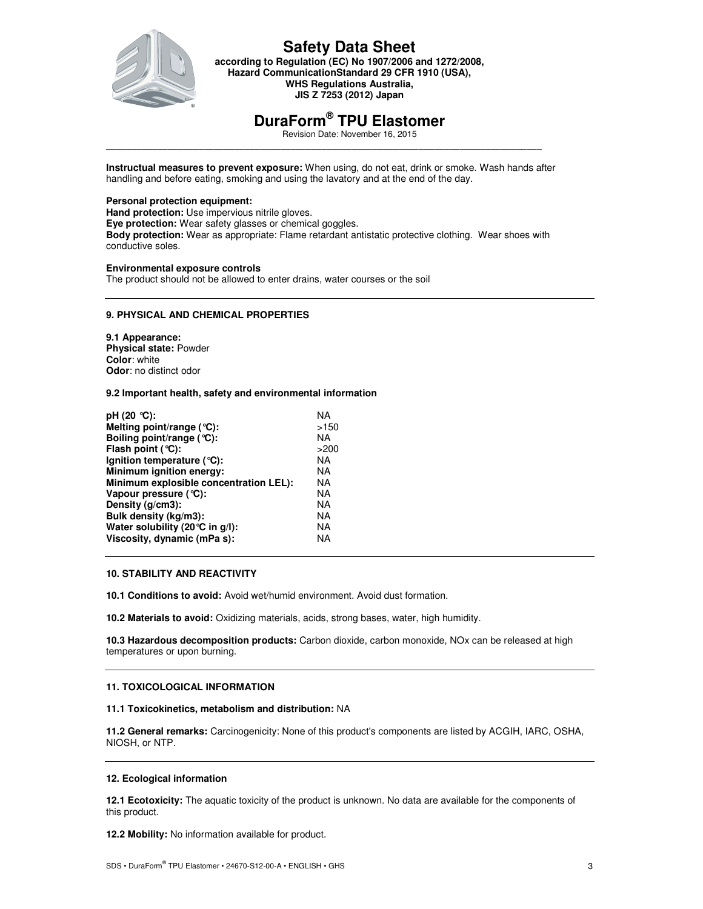**Instructual measures to prevent exposure:** When using, do not eat, drink or smoke. Wash hands after handling and before eating, smoking and using the lavatory and at the end of the day.

**Personal protection equipment:**
**Hand protection:** Use impervious nitrile gloves.
**Eye protection:** Wear safety glasses or chemical goggles.
**Body protection:** Wear as appropriate: Flame retardant antistatic protective clothing. Wear shoes with conductive soles.

**Environmental exposure controls**
The product should not be allowed to enter drains, water courses or the soil

## 9. PHYSICAL AND CHEMICAL PROPERTIES

**9.1 Appearance:**
**Physical state:** Powder
**Color**: white
**Odor**: no distinct odor

**9.2 Important health, safety and environmental information**

| | |
|---|---|
| **pH (20 °C):** | NA |
| **Melting point/range (°C):** | >150 |
| **Boiling point/range (°C):** | NA |
| **Flash point (°C):** | >200 |
| **Ignition temperature (°C):** | NA |
| **Minimum ignition energy:** | NA |
| **Minimum explosible concentration LEL):** | NA |
| **Vapour pressure (°C):** | NA |
| **Density (g/cm3):** | NA |
| **Bulk density (kg/m3):** | NA |
| **Water solubility (20°C in g/l):** | NA |
| **Viscosity, dynamic (mPa s):** | NA |

## 10. STABILITY AND REACTIVITY

**10.1 Conditions to avoid:** Avoid wet/humid environment. Avoid dust formation.

**10.2 Materials to avoid:** Oxidizing materials, acids, strong bases, water, high humidity.

**10.3 Hazardous decomposition products:** Carbon dioxide, carbon monoxide, NOx can be released at high temperatures or upon burning.

## 11. TOXICOLOGICAL INFORMATION

**11.1 Toxicokinetics, metabolism and distribution:** NA

**11.2 General remarks:** Carcinogenicity: None of this product's components are listed by ACGIH, IARC, OSHA, NIOSH, or NTP.

## 12. Ecological information

**12.1 Ecotoxicity:** The aquatic toxicity of the product is unknown. No data are available for the components of this product.

**12.2 Mobility:** No information available for product.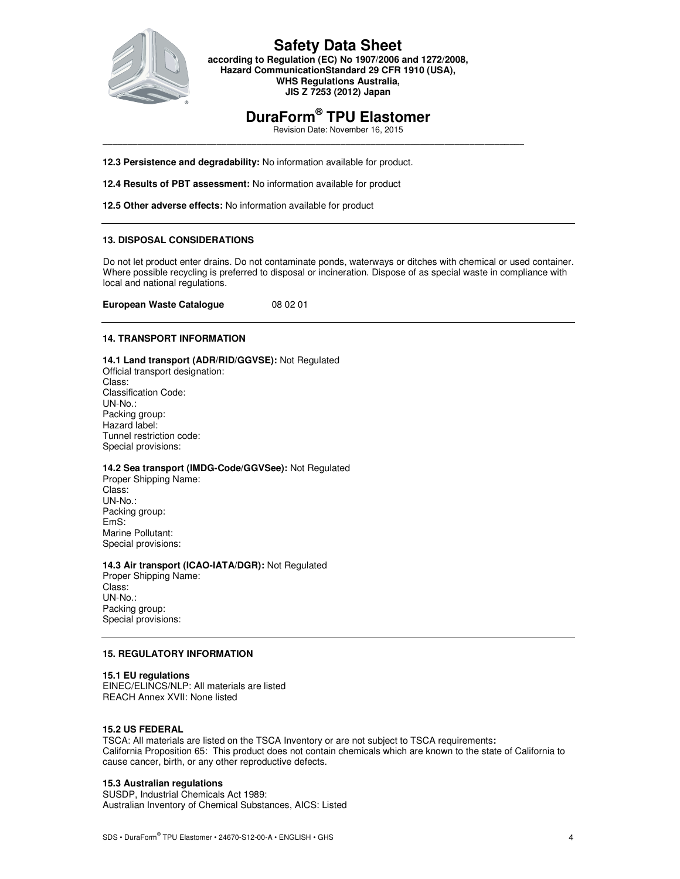**12.3 Persistence and degradability:** No information available for product.

**12.4 Results of PBT assessment:** No information available for product

**12.5 Other adverse effects:** No information available for product

## 13. DISPOSAL CONSIDERATIONS

Do not let product enter drains. Do not contaminate ponds, waterways or ditches with chemical or used container. Where possible recycling is preferred to disposal or incineration. Dispose of as special waste in compliance with local and national regulations.

**European Waste Catalogue** 08 02 01

## 14. TRANSPORT INFORMATION

**14.1 Land transport (ADR/RID/GGVSE):** Not Regulated
Official transport designation:
Class:
Classification Code:
UN-No.:
Packing group:
Hazard label:
Tunnel restriction code:
Special provisions:

**14.2 Sea transport (IMDG-Code/GGVSee):** Not Regulated
Proper Shipping Name:
Class:
UN-No.:
Packing group:
EmS:
Marine Pollutant:
Special provisions:

**14.3 Air transport (ICAO-IATA/DGR):** Not Regulated
Proper Shipping Name:
Class:
UN-No.:
Packing group:
Special provisions:

## 15. REGULATORY INFORMATION

**15.1 EU regulations**
EINEC/ELINCS/NLP: All materials are listed
REACH Annex XVII: None listed

**15.2 US FEDERAL**
TSCA: All materials are listed on the TSCA Inventory or are not subject to TSCA requirements**:**
California Proposition 65: This product does not contain chemicals which are known to the state of California to cause cancer, birth, or any other reproductive defects.

**15.3 Australian regulations**
SUSDP, Industrial Chemicals Act 1989:
Australian Inventory of Chemical Substances, AICS: Listed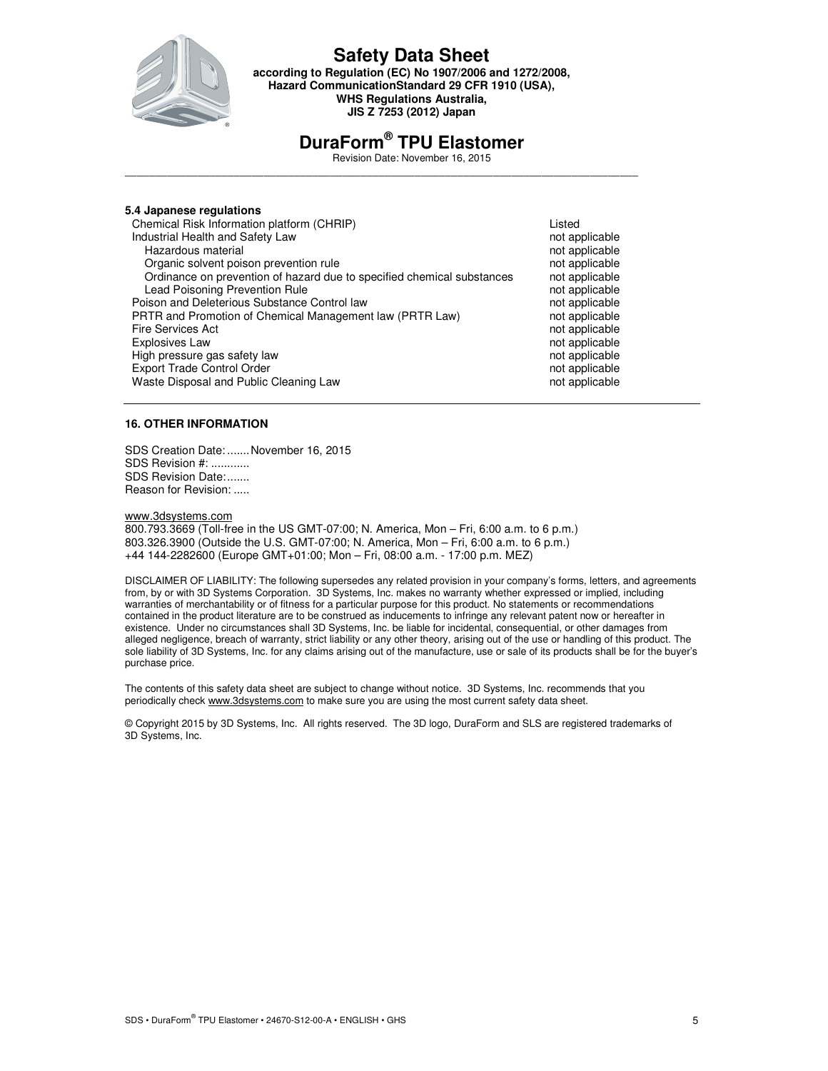## 5.4 Japanese regulations

| | |
|---|---|
| Chemical Risk Information platform (CHRIP) | Listed |
| Industrial Health and Safety Law | not applicable |
| Hazardous material | not applicable |
| Organic solvent poison prevention rule | not applicable |
| Ordinance on prevention of hazard due to specified chemical substances | not applicable |
| Lead Poisoning Prevention Rule | not applicable |
| Poison and Deleterious Substance Control law | not applicable |
| PRTR and Promotion of Chemical Management law (PRTR Law) | not applicable |
| Fire Services Act | not applicable |
| Explosives Law | not applicable |
| High pressure gas safety law | not applicable |
| Export Trade Control Order | not applicable |
| Waste Disposal and Public Cleaning Law | not applicable |

## 16. OTHER INFORMATION

SDS Creation Date:.......November 16, 2015
SDS Revision #: ............
SDS Revision Date:.......
Reason for Revision: .....

www.3dsystems.com
800.793.3669 (Toll-free in the US GMT-07:00; N. America, Mon – Fri, 6:00 a.m. to 6 p.m.)
803.326.3900 (Outside the U.S. GMT-07:00; N. America, Mon – Fri, 6:00 a.m. to 6 p.m.)
+44 144-2282600 (Europe GMT+01:00; Mon – Fri, 08:00 a.m. - 17:00 p.m. MEZ)

DISCLAIMER OF LIABILITY: The following supersedes any related provision in your company's forms, letters, and agreements from, by or with 3D Systems Corporation. 3D Systems, Inc. makes no warranty whether expressed or implied, including warranties of merchantability or of fitness for a particular purpose for this product. No statements or recommendations contained in the product literature are to be construed as inducements to infringe any relevant patent now or hereafter in existence. Under no circumstances shall 3D Systems, Inc. be liable for incidental, consequential, or other damages from alleged negligence, breach of warranty, strict liability or any other theory, arising out of the use or handling of this product. The sole liability of 3D Systems, Inc. for any claims arising out of the manufacture, use or sale of its products shall be for the buyer's purchase price.

The contents of this safety data sheet are subject to change without notice. 3D Systems, Inc. recommends that you periodically check www.3dsystems.com to make sure you are using the most current safety data sheet.

© Copyright 2015 by 3D Systems, Inc. All rights reserved. The 3D logo, DuraForm and SLS are registered trademarks of 3D Systems, Inc.